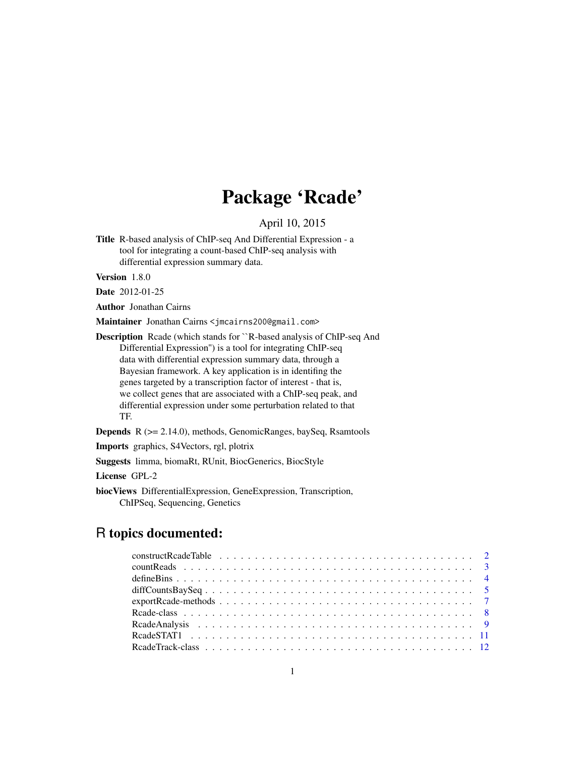# Package 'Rcade'

April 10, 2015

**Title** R-based analysis of ChIP-seq And Differential Expression - a tool for integrating a count-based ChIP-seq analysis with differential expression summary data.

**Version** 1.8.0

**Date** 2012-01-25

**Author** Jonathan Cairns

**Maintainer** Jonathan Cairns <jmcairns200@gmail.com>

**Description** Rcade (which stands for ``R-based analysis of ChIP-seq And Differential Expression'') is a tool for integrating ChIP-seq data with differential expression summary data, through a Bayesian framework. A key application is in identifing the genes targeted by a transcription factor of interest - that is, we collect genes that are associated with a ChIP-seq peak, and differential expression under some perturbation related to that TF.

**Depends** R (>= 2.14.0), methods, GenomicRanges, baySeq, Rsamtools

**Imports** graphics, S4Vectors, rgl, plotrix

**Suggests** limma, biomaRt, RUnit, BiocGenerics, BiocStyle

**License** GPL-2

**biocViews** DifferentialExpression, GeneExpression, Transcription, ChIPSeq, Sequencing, Genetics

## R topics documented:

- constructRcadeTable . . . . . . . . . . 2
- countReads . . . . . . . . . . 3
- defineBins . . . . . . . . . . 4
- diffCountsBaySeq . . . . . . . . . . 5
- exportRcade-methods . . . . . . . . . . 7
- Rcade-class . . . . . . . . . . 8
- RcadeAnalysis . . . . . . . . . . 9
- RcadeSTAT1 . . . . . . . . . . 11
- RcadeTrack-class . . . . . . . . . . 12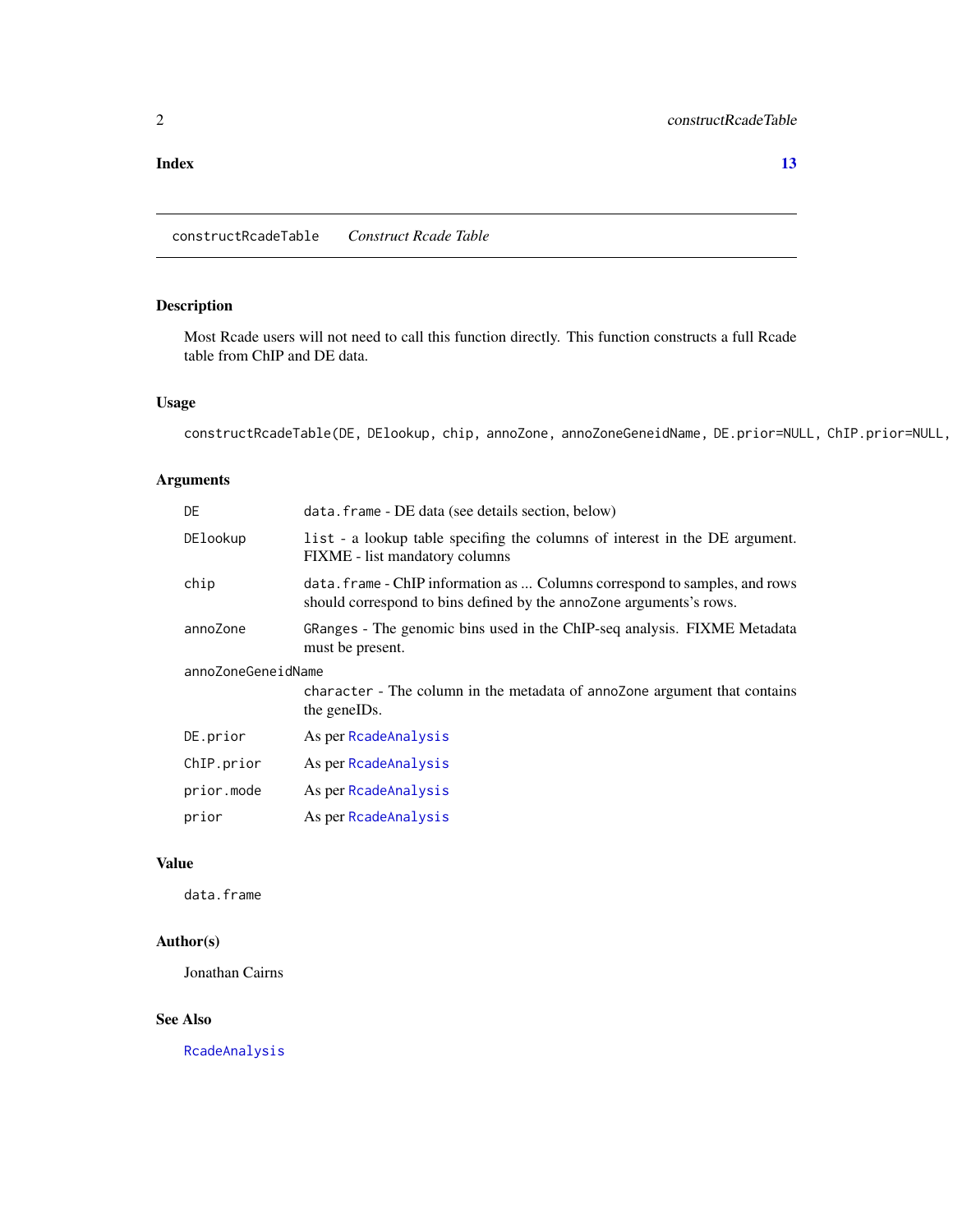**Index** **13**

---

constructRcadeTable *Construct Rcade Table*

---

## Description

Most Rcade users will not need to call this function directly. This function constructs a full Rcade table from ChIP and DE data.

## Usage

```
constructRcadeTable(DE, DElookup, chip, annoZone, annoZoneGeneidName, DE.prior=NULL, ChIP.prior=NULL,
```

## Arguments

| | |
|---|---|
| DE | `data.frame` - DE data (see details section, below) |
| DElookup | `list` - a lookup table specifing the columns of interest in the DE argument. FIXME - list mandatory columns |
| chip | `data.frame` - ChIP information as ... Columns correspond to samples, and rows should correspond to bins defined by the annoZone arguments's rows. |
| annoZone | `GRanges` - The genomic bins used in the ChIP-seq analysis. FIXME Metadata must be present. |
| annoZoneGeneidName | `character` - The column in the metadata of annoZone argument that contains the geneIDs. |
| DE.prior | As per `RcadeAnalysis` |
| ChIP.prior | As per `RcadeAnalysis` |
| prior.mode | As per `RcadeAnalysis` |
| prior | As per `RcadeAnalysis` |

## Value

`data.frame`

## Author(s)

Jonathan Cairns

## See Also

`RcadeAnalysis`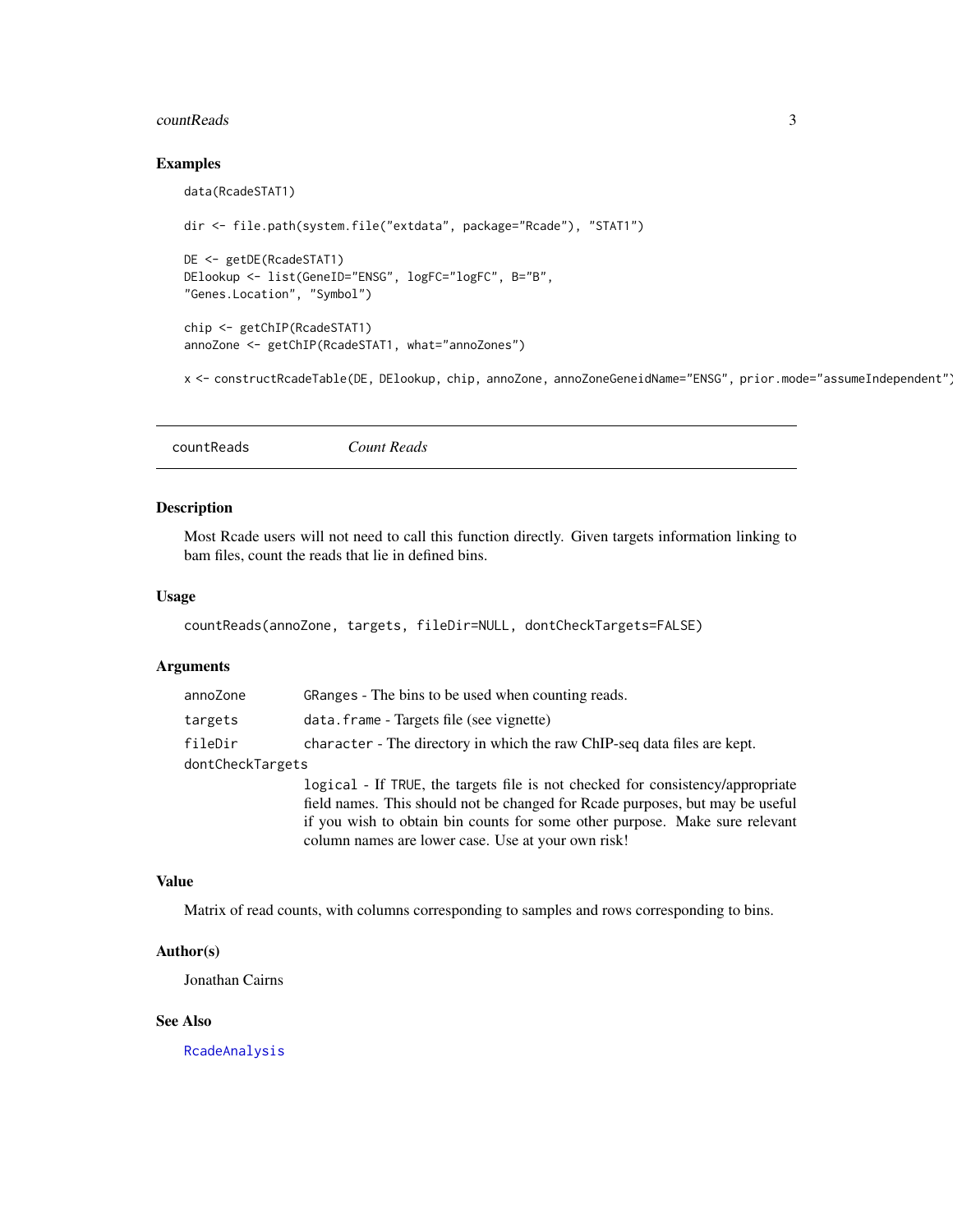## Examples

```
data(RcadeSTAT1)

dir <- file.path(system.file("extdata", package="Rcade"), "STAT1")

DE <- getDE(RcadeSTAT1)
DElookup <- list(GeneID="ENSG", logFC="logFC", B="B",
"Genes.Location", "Symbol")

chip <- getChIP(RcadeSTAT1)
annoZone <- getChIP(RcadeSTAT1, what="annoZones")

x <- constructRcadeTable(DE, DElookup, chip, annoZone, annoZoneGeneidName="ENSG", prior.mode="assumeIndependent")
```

---

# countReads *Count Reads*

## Description

Most Rcade users will not need to call this function directly. Given targets information linking to bam files, count the reads that lie in defined bins.

## Usage

```
countReads(annoZone, targets, fileDir=NULL, dontCheckTargets=FALSE)
```

## Arguments

| | |
|---|---|
| `annoZone` | `GRanges` - The bins to be used when counting reads. |
| `targets` | `data.frame` - Targets file (see vignette) |
| `fileDir` | `character` - The directory in which the raw ChIP-seq data files are kept. |
| `dontCheckTargets` | `logical` - If `TRUE`, the targets file is not checked for consistency/appropriate field names. This should not be changed for Rcade purposes, but may be useful if you wish to obtain bin counts for some other purpose. Make sure relevant column names are lower case. Use at your own risk! |

## Value

Matrix of read counts, with columns corresponding to samples and rows corresponding to bins.

## Author(s)

Jonathan Cairns

## See Also

`RcadeAnalysis`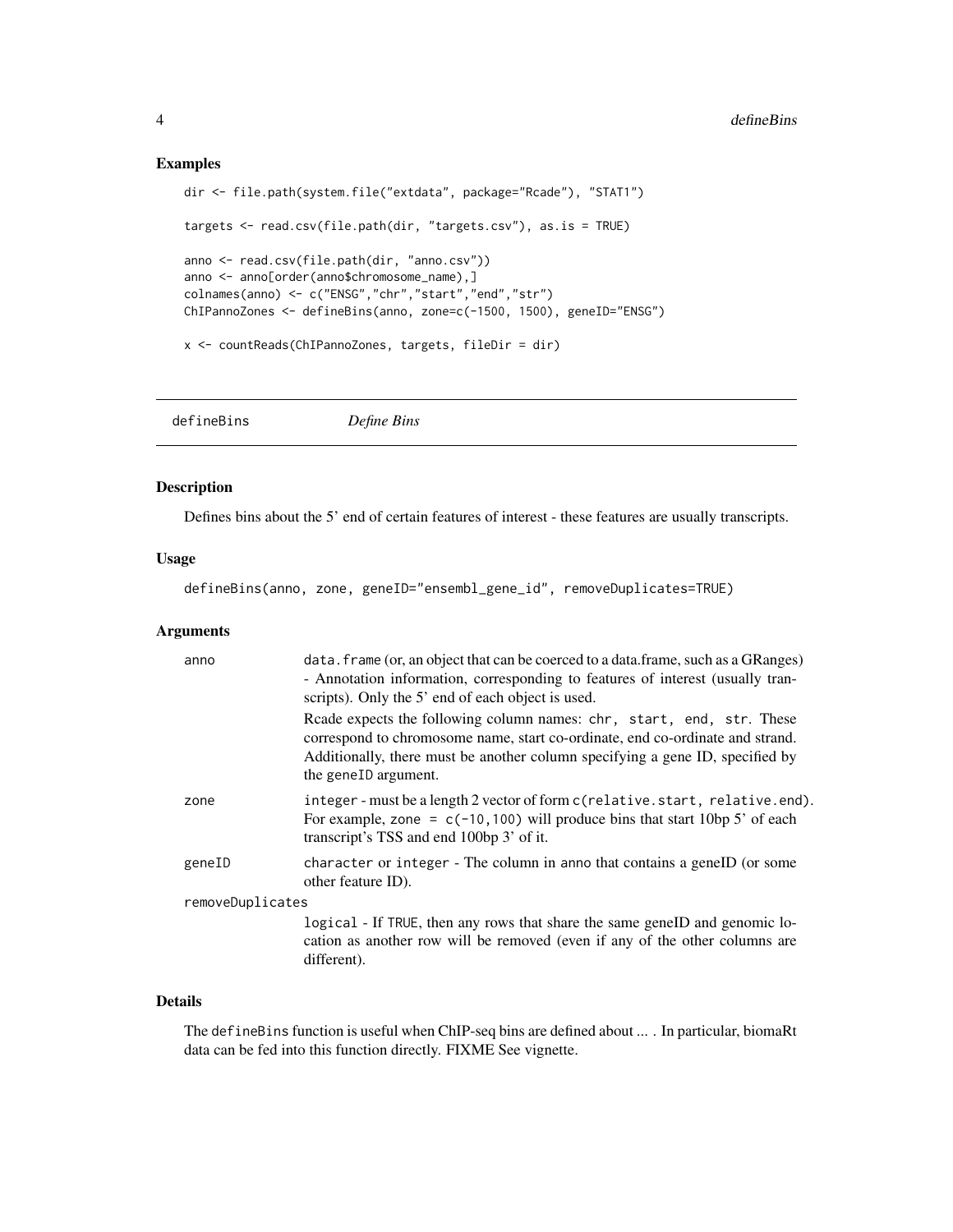## Examples

```
dir <- file.path(system.file("extdata", package="Rcade"), "STAT1")

targets <- read.csv(file.path(dir, "targets.csv"), as.is = TRUE)

anno <- read.csv(file.path(dir, "anno.csv"))
anno <- anno[order(anno$chromosome_name),]
colnames(anno) <- c("ENSG","chr","start","end","str")
ChIPannoZones <- defineBins(anno, zone=c(-1500, 1500), geneID="ENSG")

x <- countReads(ChIPannoZones, targets, fileDir = dir)
```

---

# defineBins *Define Bins*

---

## Description

Defines bins about the 5' end of certain features of interest - these features are usually transcripts.

## Usage

```
defineBins(anno, zone, geneID="ensembl_gene_id", removeDuplicates=TRUE)
```

## Arguments

`anno`
: `data.frame` (or, an object that can be coerced to a data.frame, such as a GRanges) - Annotation information, corresponding to features of interest (usually transcripts). Only the 5' end of each object is used.

  Rcade expects the following column names: `chr, start, end, str`. These correspond to chromosome name, start co-ordinate, end co-ordinate and strand. Additionally, there must be another column specifying a gene ID, specified by the `geneID` argument.

`zone`
: `integer` - must be a length 2 vector of form `c(relative.start, relative.end)`. For example, `zone = c(-10,100)` will produce bins that start 10bp 5' of each transcript's TSS and end 100bp 3' of it.

`geneID`
: `character` or `integer` - The column in anno that contains a geneID (or some other feature ID).

`removeDuplicates`
: `logical` - If `TRUE`, then any rows that share the same geneID and genomic location as another row will be removed (even if any of the other columns are different).

## Details

The `defineBins` function is useful when ChIP-seq bins are defined about ... . In particular, biomaRt data can be fed into this function directly. FIXME See vignette.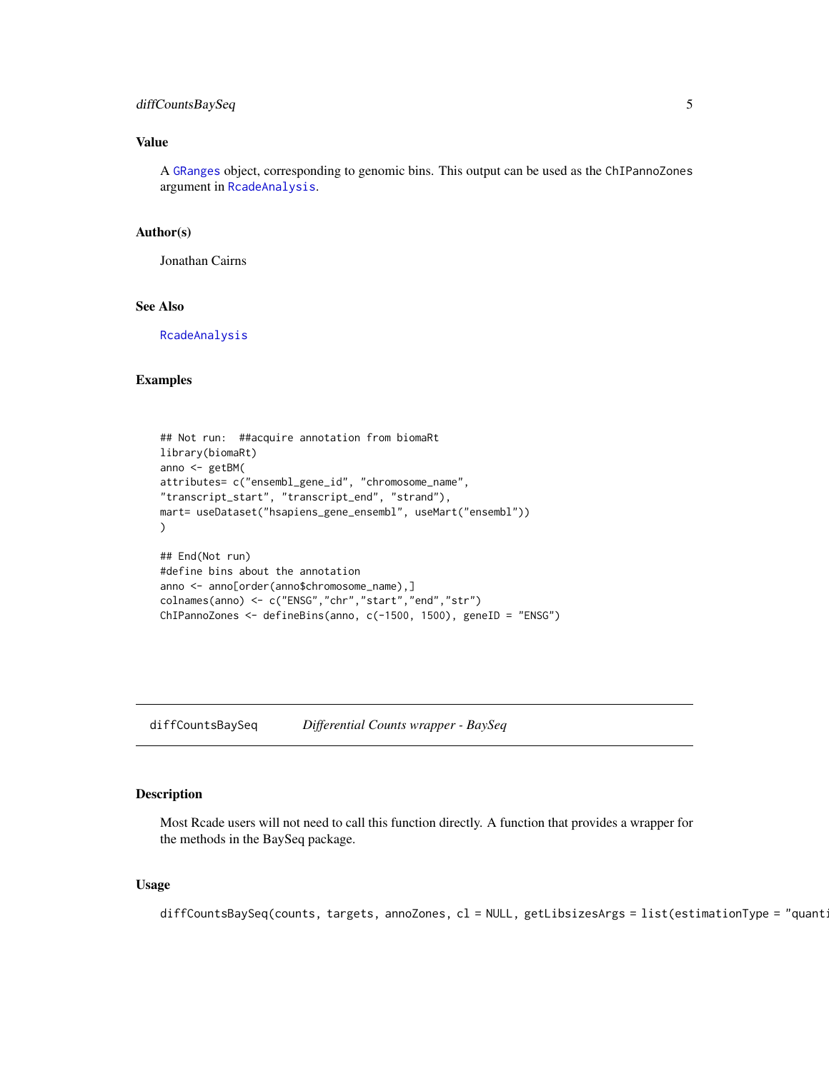### Value

A GRanges object, corresponding to genomic bins. This output can be used as the ChIPannoZones argument in RcadeAnalysis.

### Author(s)

Jonathan Cairns

### See Also

RcadeAnalysis

### Examples

```
## Not run:  ##acquire annotation from biomaRt
library(biomaRt)
anno <- getBM(
attributes= c("ensembl_gene_id", "chromosome_name",
"transcript_start", "transcript_end", "strand"),
mart= useDataset("hsapiens_gene_ensembl", useMart("ensembl"))
)

## End(Not run)
#define bins about the annotation
anno <- anno[order(anno$chromosome_name),]
colnames(anno) <- c("ENSG","chr","start","end","str")
ChIPannoZones <- defineBins(anno, c(-1500, 1500), geneID = "ENSG")
```

---

## diffCountsBaySeq — *Differential Counts wrapper - BaySeq*

### Description

Most Rcade users will not need to call this function directly. A function that provides a wrapper for the methods in the BaySeq package.

### Usage

```
diffCountsBaySeq(counts, targets, annoZones, cl = NULL, getLibsizesArgs = list(estimationType = "quanti
```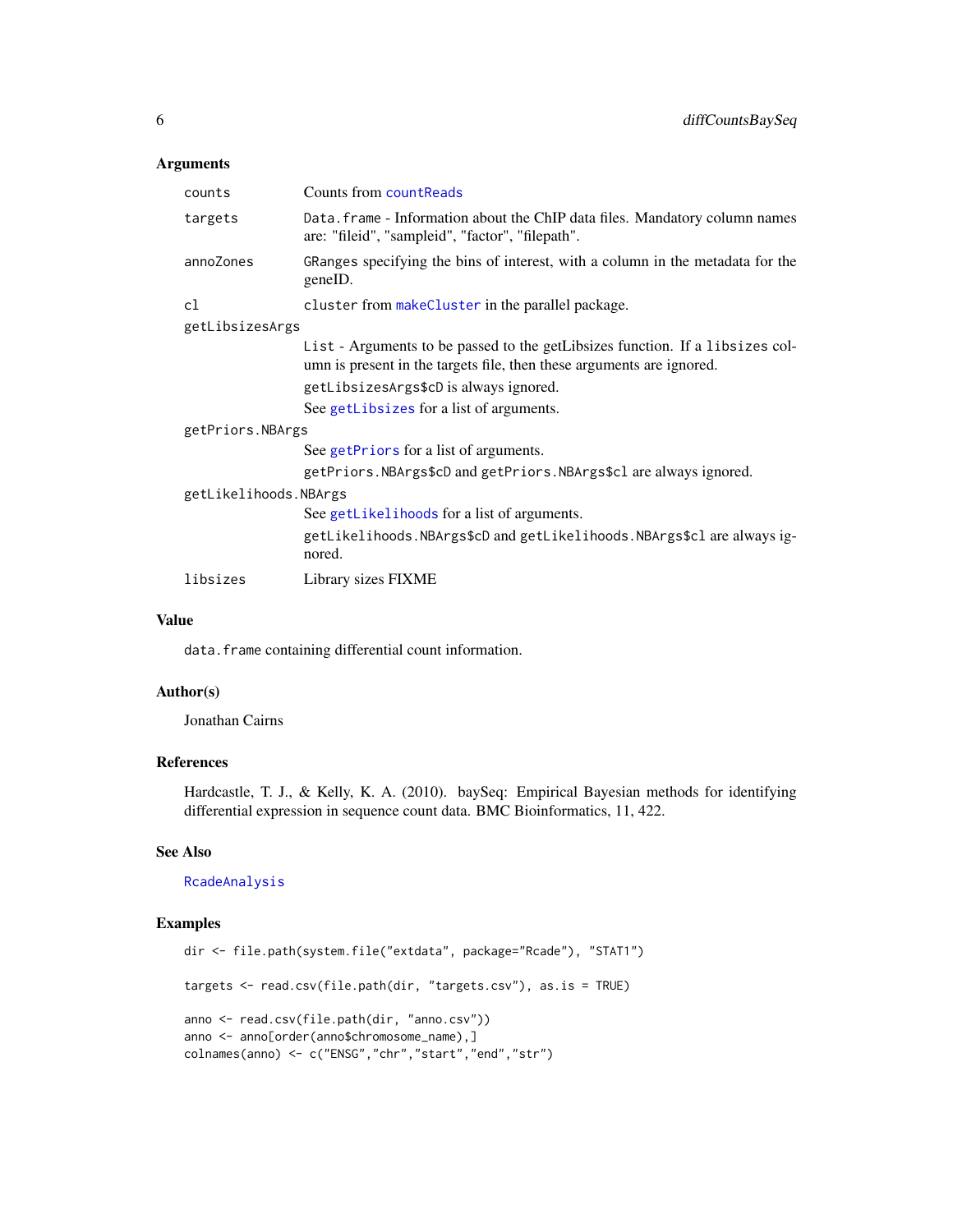## Arguments

| | |
|---|---|
| `counts` | Counts from `countReads` |
| `targets` | `Data.frame` - Information about the ChIP data files. Mandatory column names are: "fileid", "sampleid", "factor", "filepath". |
| `annoZones` | `GRanges` specifying the bins of interest, with a column in the metadata for the geneID. |
| `cl` | `cluster` from `makeCluster` in the parallel package. |
| `getLibsizesArgs` | `List` - Arguments to be passed to the getLibsizes function. If a `libsizes` column is present in the targets file, then these arguments are ignored. `getLibsizesArgs$cD` is always ignored. See `getLibsizes` for a list of arguments. |
| `getPriors.NBArgs` | See `getPriors` for a list of arguments. `getPriors.NBArgs$cD` and `getPriors.NBArgs$cl` are always ignored. |
| `getLikelihoods.NBArgs` | See `getLikelihoods` for a list of arguments. `getLikelihoods.NBArgs$cD` and `getLikelihoods.NBArgs$cl` are always ignored. |
| `libsizes` | Library sizes FIXME |

## Value

`data.frame` containing differential count information.

## Author(s)

Jonathan Cairns

## References

Hardcastle, T. J., & Kelly, K. A. (2010). baySeq: Empirical Bayesian methods for identifying differential expression in sequence count data. BMC Bioinformatics, 11, 422.

## See Also

`RcadeAnalysis`

## Examples

```
dir <- file.path(system.file("extdata", package="Rcade"), "STAT1")

targets <- read.csv(file.path(dir, "targets.csv"), as.is = TRUE)

anno <- read.csv(file.path(dir, "anno.csv"))
anno <- anno[order(anno$chromosome_name),]
colnames(anno) <- c("ENSG","chr","start","end","str")
```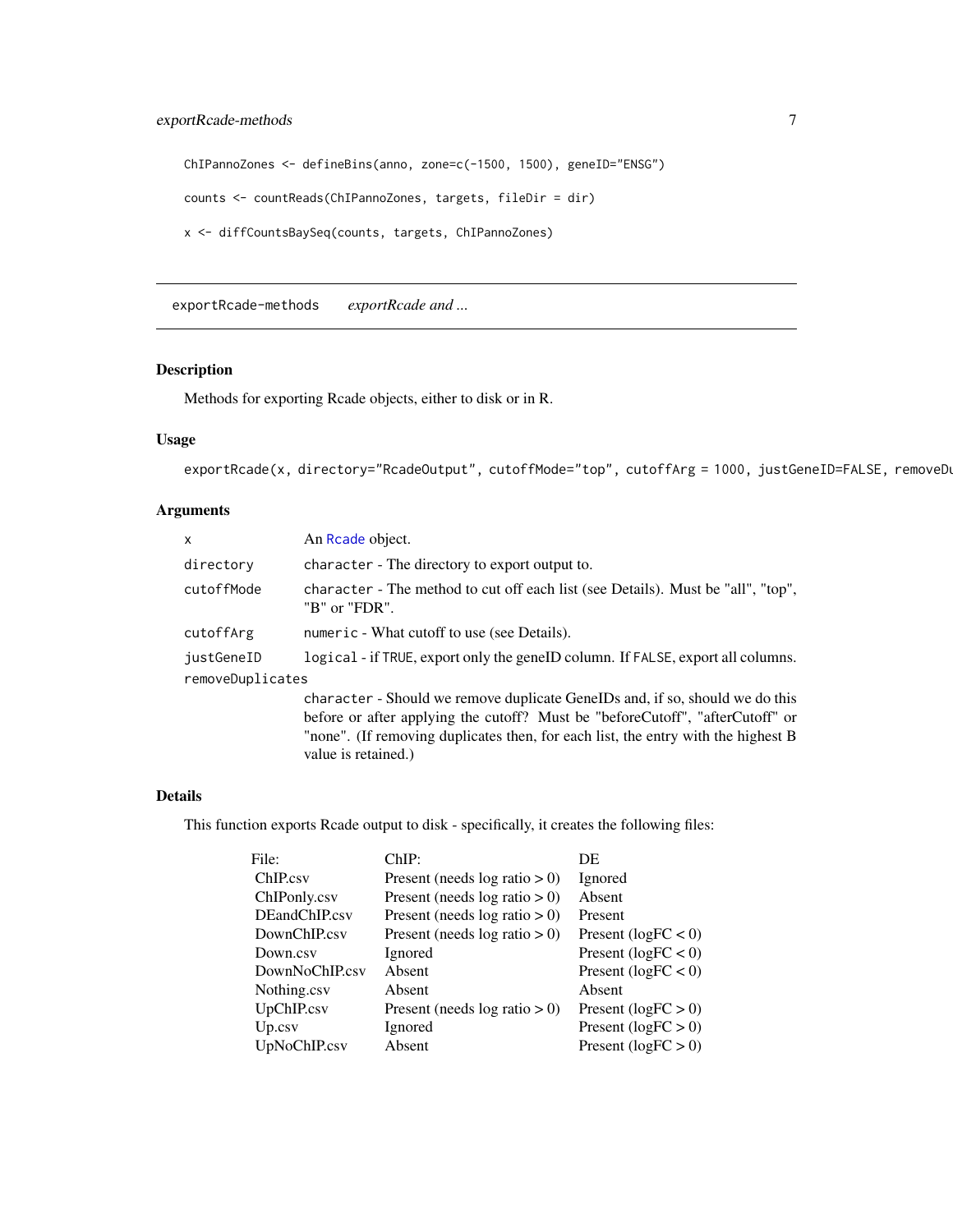```
ChIPannoZones <- defineBins(anno, zone=c(-1500, 1500), geneID="ENSG")

counts <- countReads(ChIPannoZones, targets, fileDir = dir)

x <- diffCountsBaySeq(counts, targets, ChIPannoZones)
```

---

exportRcade-methods    *exportRcade and ...*

---

## Description

Methods for exporting Rcade objects, either to disk or in R.

## Usage

```
exportRcade(x, directory="RcadeOutput", cutoffMode="top", cutoffArg = 1000, justGeneID=FALSE, removeDu
```

## Arguments

| | |
|---|---|
| `x` | An Rcade object. |
| `directory` | `character` - The directory to export output to. |
| `cutoffMode` | `character` - The method to cut off each list (see Details). Must be "all", "top", "B" or "FDR". |
| `cutoffArg` | `numeric` - What cutoff to use (see Details). |
| `justGeneID` | `logical` - if `TRUE`, export only the geneID column. If `FALSE`, export all columns. |
| `removeDuplicates` | `character` - Should we remove duplicate GeneIDs and, if so, should we do this before or after applying the cutoff? Must be "beforeCutoff", "afterCutoff" or "none". (If removing duplicates then, for each list, the entry with the highest B value is retained.) |

## Details

This function exports Rcade output to disk - specifically, it creates the following files:

| File: | ChIP: | DE |
|---|---|---|
| ChIP.csv | Present (needs log ratio > 0) | Ignored |
| ChIPonly.csv | Present (needs log ratio > 0) | Absent |
| DEandChIP.csv | Present (needs log ratio > 0) | Present |
| DownChIP.csv | Present (needs log ratio > 0) | Present (logFC < 0) |
| Down.csv | Ignored | Present (logFC < 0) |
| DownNoChIP.csv | Absent | Present (logFC < 0) |
| Nothing.csv | Absent | Absent |
| UpChIP.csv | Present (needs log ratio > 0) | Present (logFC > 0) |
| Up.csv | Ignored | Present (logFC > 0) |
| UpNoChIP.csv | Absent | Present (logFC > 0) |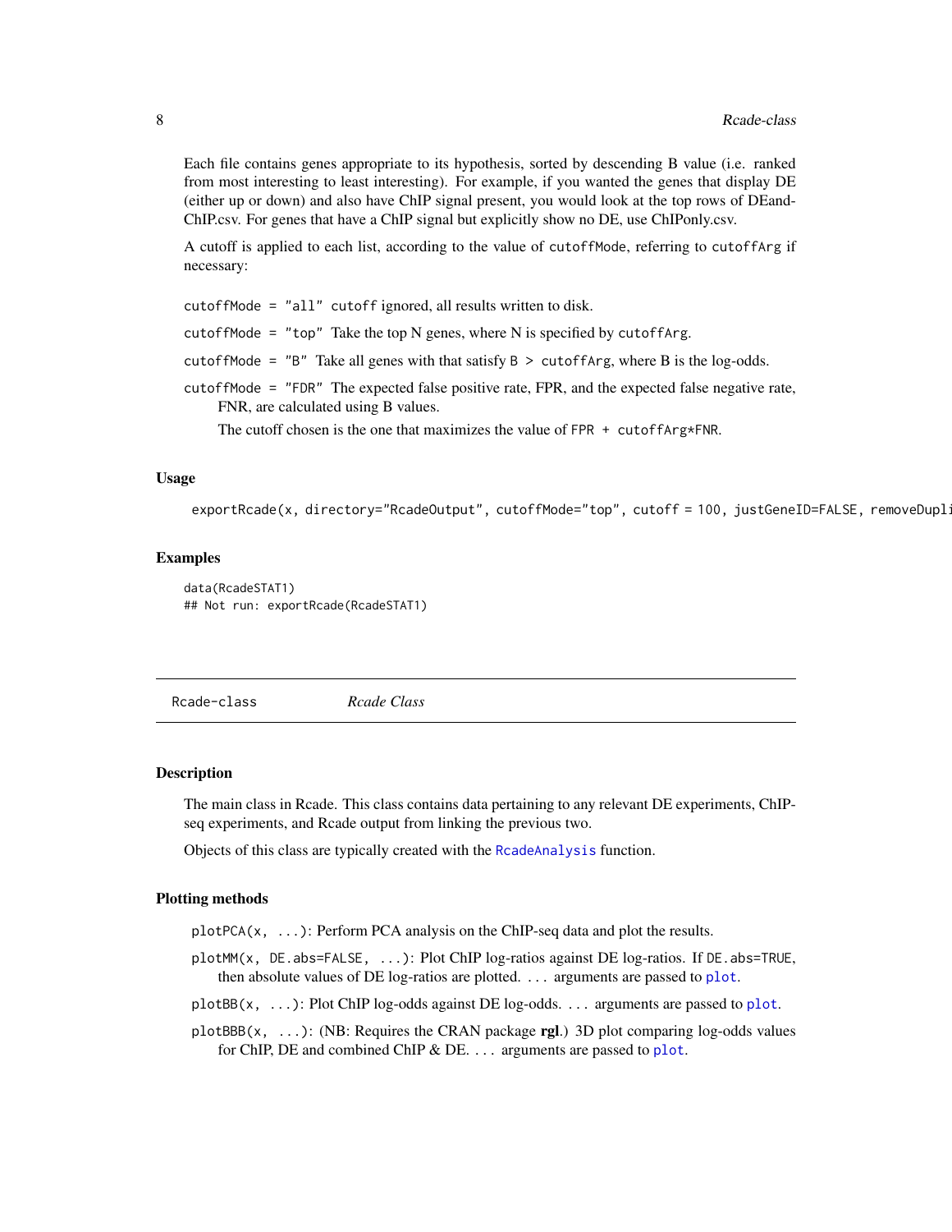Each file contains genes appropriate to its hypothesis, sorted by descending B value (i.e. ranked from most interesting to least interesting). For example, if you wanted the genes that display DE (either up or down) and also have ChIP signal present, you would look at the top rows of DEandChIP.csv. For genes that have a ChIP signal but explicitly show no DE, use ChIPonly.csv.

A cutoff is applied to each list, according to the value of `cutoffMode`, referring to `cutoffArg` if necessary:

`cutoffMode = "all"` `cutoff` ignored, all results written to disk.

`cutoffMode = "top"` Take the top N genes, where N is specified by `cutoffArg`.

`cutoffMode = "B"` Take all genes with that satisfy `B > cutoffArg`, where B is the log-odds.

`cutoffMode = "FDR"` The expected false positive rate, FPR, and the expected false negative rate, FNR, are calculated using B values.

The cutoff chosen is the one that maximizes the value of `FPR + cutoffArg*FNR`.

### Usage

```
exportRcade(x, directory="RcadeOutput", cutoffMode="top", cutoff = 100, justGeneID=FALSE, removeDupli
```

### Examples

```
data(RcadeSTAT1)
## Not run: exportRcade(RcadeSTAT1)
```

---

## Rcade-class *Rcade Class*

---

### Description

The main class in Rcade. This class contains data pertaining to any relevant DE experiments, ChIP-seq experiments, and Rcade output from linking the previous two.

Objects of this class are typically created with the `RcadeAnalysis` function.

### Plotting methods

`plotPCA(x, ...)`: Perform PCA analysis on the ChIP-seq data and plot the results.

`plotMM(x, DE.abs=FALSE, ...)`: Plot ChIP log-ratios against DE log-ratios. If `DE.abs=TRUE`, then absolute values of DE log-ratios are plotted. `...` arguments are passed to `plot`.

`plotBB(x, ...)`: Plot ChIP log-odds against DE log-odds. `...` arguments are passed to `plot`.

`plotBBB(x, ...)`: (NB: Requires the CRAN package **rgl**.) 3D plot comparing log-odds values for ChIP, DE and combined ChIP & DE. `...` arguments are passed to `plot`.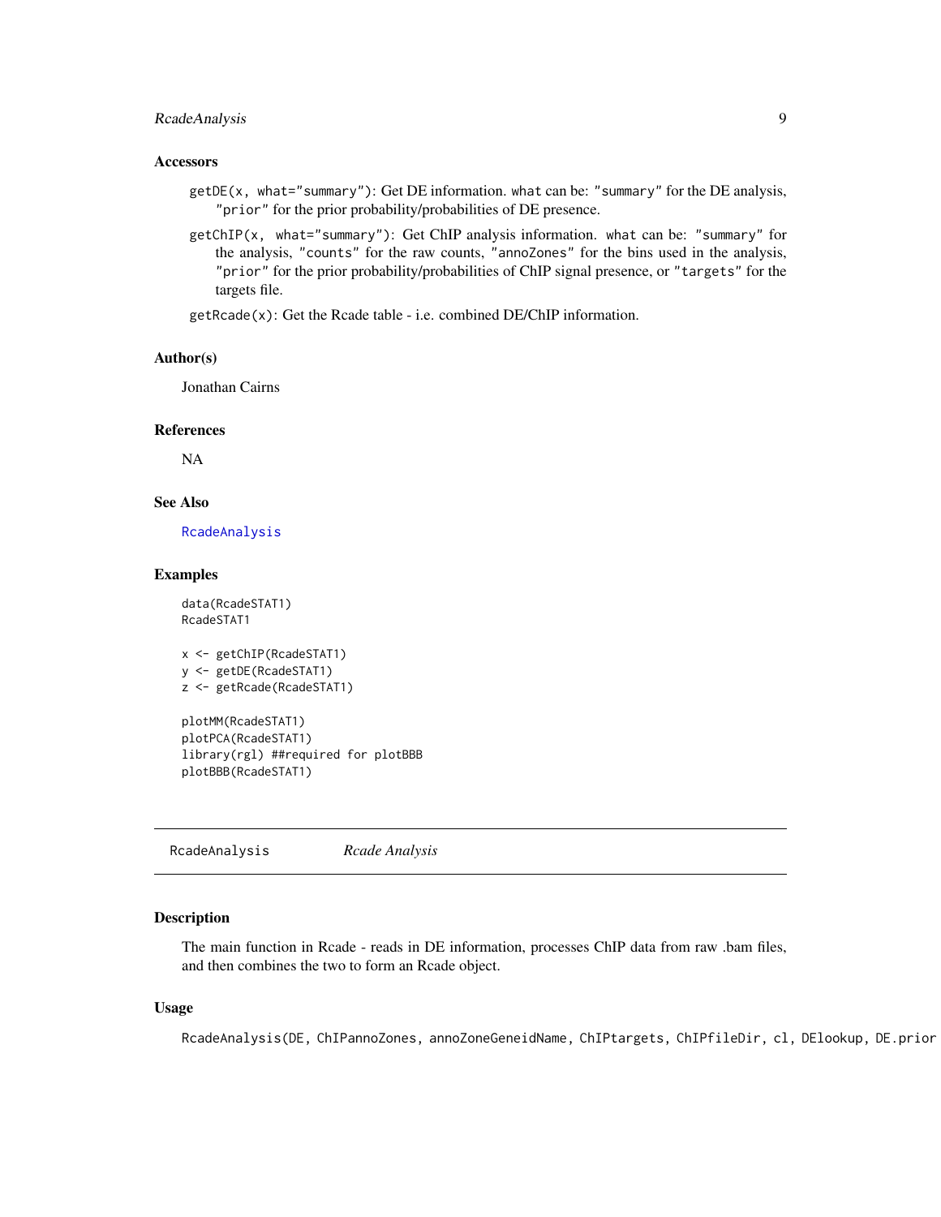### Accessors

- `getDE(x, what="summary")`: Get DE information. `what` can be: `"summary"` for the DE analysis, `"prior"` for the prior probability/probabilities of DE presence.
- `getChIP(x, what="summary")`: Get ChIP analysis information. `what` can be: `"summary"` for the analysis, `"counts"` for the raw counts, `"annoZones"` for the bins used in the analysis, `"prior"` for the prior probability/probabilities of ChIP signal presence, or `"targets"` for the targets file.
- `getRcade(x)`: Get the Rcade table - i.e. combined DE/ChIP information.

### Author(s)

Jonathan Cairns

### References

NA

### See Also

RcadeAnalysis

### Examples

```
data(RcadeSTAT1)
RcadeSTAT1

x <- getChIP(RcadeSTAT1)
y <- getDE(RcadeSTAT1)
z <- getRcade(RcadeSTAT1)

plotMM(RcadeSTAT1)
plotPCA(RcadeSTAT1)
library(rgl) ##required for plotBBB
plotBBB(RcadeSTAT1)
```

---

## RcadeAnalysis — *Rcade Analysis*

### Description

The main function in Rcade - reads in DE information, processes ChIP data from raw .bam files, and then combines the two to form an Rcade object.

### Usage

```
RcadeAnalysis(DE, ChIPannoZones, annoZoneGeneidName, ChIPtargets, ChIPfileDir, cl, DElookup, DE.prior
```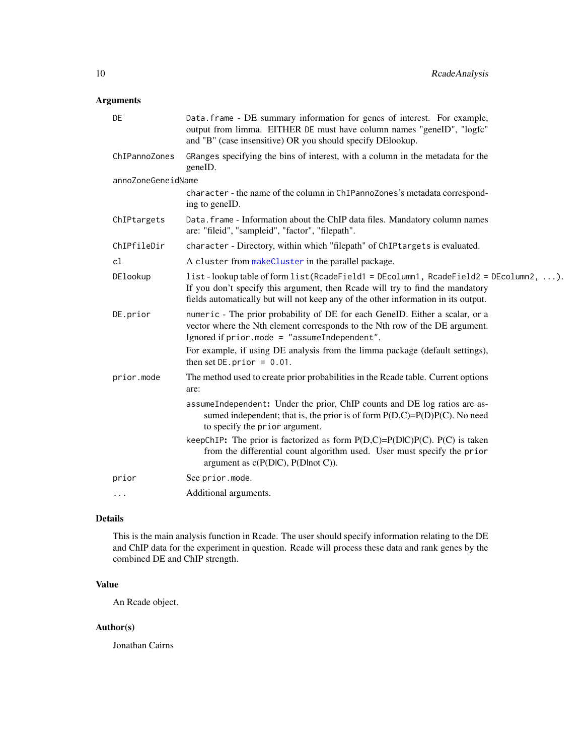## Arguments

**DE**
: `Data.frame` - DE summary information for genes of interest. For example, output from limma. EITHER DE must have column names "geneID", "logfc" and "B" (case insensitive) OR you should specify DElookup.

**ChIPannoZones**
: `GRanges` specifying the bins of interest, with a column in the metadata for the geneID.

**annoZoneGeneidName**
: `character` - the name of the column in `ChIPannoZones`'s metadata corresponding to geneID.

**ChIPtargets**
: `Data.frame` - Information about the ChIP data files. Mandatory column names are: "fileid", "sampleid", "factor", "filepath".

**ChIPfileDir**
: `character` - Directory, within which "filepath" of `ChIPtargets` is evaluated.

**cl**
: A `cluster` from `makeCluster` in the parallel package.

**DElookup**
: `list` - lookup table of form `list(RcadeField1 = DEcolumn1, RcadeField2 = DEcolumn2, ...)`. If you don't specify this argument, then Rcade will try to find the mandatory fields automatically but will not keep any of the other information in its output.

**DE.prior**
: `numeric` - The prior probability of DE for each GeneID. Either a scalar, or a vector where the Nth element corresponds to the Nth row of the DE argument. Ignored if `prior.mode = "assumeIndependent"`.

  For example, if using DE analysis from the limma package (default settings), then set `DE.prior = 0.01`.

**prior.mode**
: The method used to create prior probabilities in the Rcade table. Current options are:

  **`assumeIndependent`:** Under the prior, ChIP counts and DE log ratios are assumed independent; that is, the prior is of form P(D,C)=P(D)P(C). No need to specify the `prior` argument.

  **`keepChIP`:** The prior is factorized as form P(D,C)=P(D|C)P(C). P(C) is taken from the differential count algorithm used. User must specify the `prior` argument as c(P(D|C), P(D|not C)).

**prior**
: See `prior.mode`.

**...**
: Additional arguments.

## Details

This is the main analysis function in Rcade. The user should specify information relating to the DE and ChIP data for the experiment in question. Rcade will process these data and rank genes by the combined DE and ChIP strength.

## Value

An Rcade object.

## Author(s)

Jonathan Cairns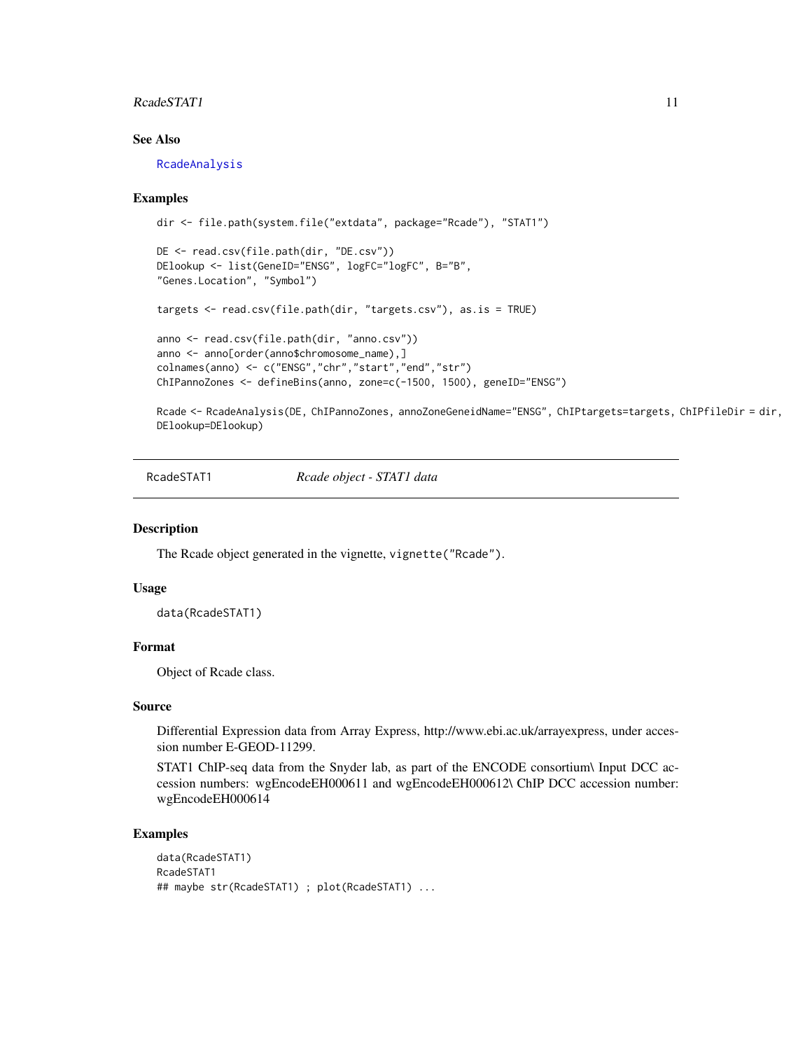### See Also

RcadeAnalysis

### Examples

```
dir <- file.path(system.file("extdata", package="Rcade"), "STAT1")

DE <- read.csv(file.path(dir, "DE.csv"))
DElookup <- list(GeneID="ENSG", logFC="logFC", B="B",
"Genes.Location", "Symbol")

targets <- read.csv(file.path(dir, "targets.csv"), as.is = TRUE)

anno <- read.csv(file.path(dir, "anno.csv"))
anno <- anno[order(anno$chromosome_name),]
colnames(anno) <- c("ENSG","chr","start","end","str")
ChIPannoZones <- defineBins(anno, zone=c(-1500, 1500), geneID="ENSG")

Rcade <- RcadeAnalysis(DE, ChIPannoZones, annoZoneGeneidName="ENSG", ChIPtargets=targets, ChIPfileDir = dir,
DElookup=DElookup)
```

---

## RcadeSTAT1 — *Rcade object - STAT1 data*

### Description

The Rcade object generated in the vignette, `vignette("Rcade")`.

### Usage

```
data(RcadeSTAT1)
```

### Format

Object of Rcade class.

### Source

Differential Expression data from Array Express, http://www.ebi.ac.uk/arrayexpress, under accession number E-GEOD-11299.

STAT1 ChIP-seq data from the Snyder lab, as part of the ENCODE consortium\ Input DCC accession numbers: wgEncodeEH000611 and wgEncodeEH000612\ ChIP DCC accession number: wgEncodeEH000614

### Examples

```
data(RcadeSTAT1)
RcadeSTAT1
## maybe str(RcadeSTAT1) ; plot(RcadeSTAT1) ...
```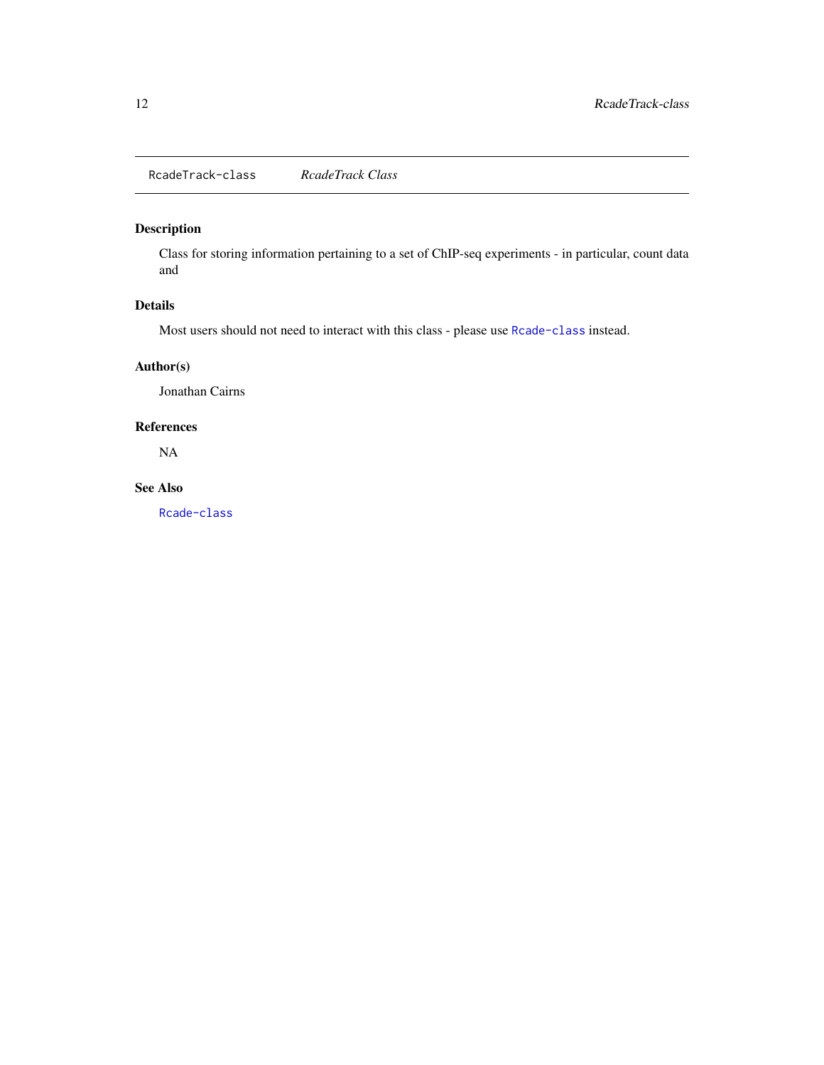`RcadeTrack-class` *RcadeTrack Class*

## Description

Class for storing information pertaining to a set of ChIP-seq experiments - in particular, count data and

## Details

Most users should not need to interact with this class - please use `Rcade-class` instead.

## Author(s)

Jonathan Cairns

## References

NA

## See Also

`Rcade-class`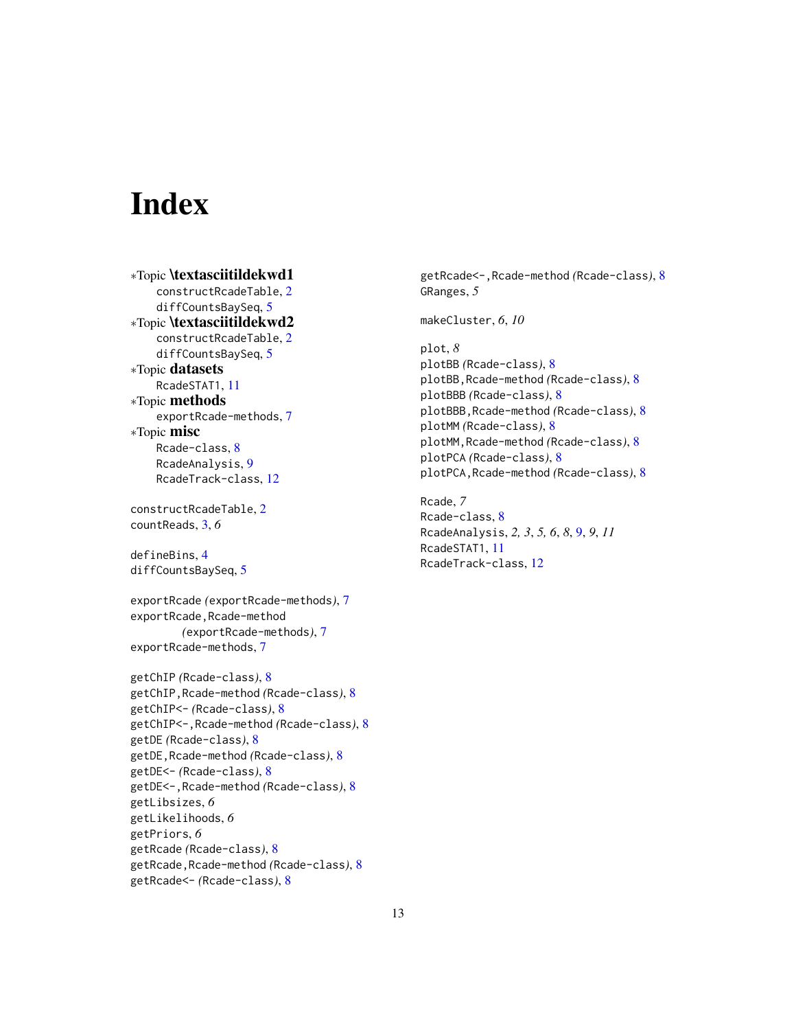# Index

*Topic **\textasciitildekwd1**
  constructRcadeTable, 2
  diffCountsBaySeq, 5
*Topic **\textasciitildekwd2**
  constructRcadeTable, 2
  diffCountsBaySeq, 5
*Topic **datasets**
  RcadeSTAT1, 11
*Topic **methods**
  exportRcade-methods, 7
*Topic **misc**
  Rcade-class, 8
  RcadeAnalysis, 9
  RcadeTrack-class, 12

constructRcadeTable, 2
countReads, 3, *6*

defineBins, 4
diffCountsBaySeq, 5

exportRcade *(exportRcade-methods)*, 7
exportRcade,Rcade-method *(exportRcade-methods)*, 7
exportRcade-methods, 7

getChIP *(Rcade-class)*, 8
getChIP,Rcade-method *(Rcade-class)*, 8
getChIP<- *(Rcade-class)*, 8
getChIP<-,Rcade-method *(Rcade-class)*, 8
getDE *(Rcade-class)*, 8
getDE,Rcade-method *(Rcade-class)*, 8
getDE<- *(Rcade-class)*, 8
getDE<-,Rcade-method *(Rcade-class)*, 8
getLibsizes, *6*
getLikelihoods, *6*
getPriors, *6*
getRcade *(Rcade-class)*, 8
getRcade,Rcade-method *(Rcade-class)*, 8
getRcade<- *(Rcade-class)*, 8
getRcade<-,Rcade-method *(Rcade-class)*, 8
GRanges, *5*

makeCluster, *6*, *10*

plot, *8*
plotBB *(Rcade-class)*, 8
plotBB,Rcade-method *(Rcade-class)*, 8
plotBBB *(Rcade-class)*, 8
plotBBB,Rcade-method *(Rcade-class)*, 8
plotMM *(Rcade-class)*, 8
plotMM,Rcade-method *(Rcade-class)*, 8
plotPCA *(Rcade-class)*, 8
plotPCA,Rcade-method *(Rcade-class)*, 8

Rcade, *7*
Rcade-class, 8
RcadeAnalysis, *2*, *3*, *5*, *6*, *8*, 9, *9*, *11*
RcadeSTAT1, 11
RcadeTrack-class, 12